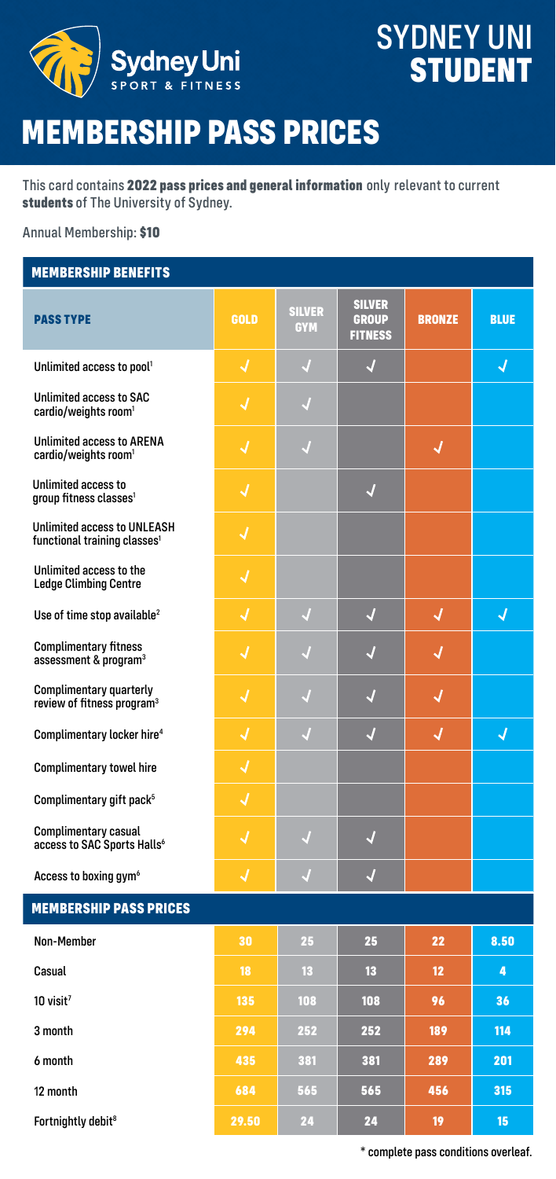# SYDNEY UNI STUDENT

# MEMBERSHIP PASS PRICES

This card contains **2022 pass prices and general information** only relevant to current **students** of The University of Sydney.

Annual Membership: **$10**

## MEMBERSHIP BENEFITS

| PASS TYPE | GOLD | SILVER GYM | SILVER GROUP FITNESS | BRONZE | BLUE |
|---|---|---|---|---|---|
| Unlimited access to pool[1] | ✓ | ✓ | ✓ | | ✓ |
| Unlimited access to SAC cardio/weights room[1] | ✓ | ✓ | | | |
| Unlimited access to ARENA cardio/weights room[1] | ✓ | ✓ | | ✓ | |
| Unlimited access to group fitness classes[1] | ✓ | | ✓ | | |
| Unlimited access to UNLEASH functional training classes[1] | ✓ | | | | |
| Unlimited access to the Ledge Climbing Centre | ✓ | | | | |
| Use of time stop available[2] | ✓ | ✓ | ✓ | ✓ | ✓ |
| Complimentary fitness assessment & program[3] | ✓ | ✓ | ✓ | ✓ | |
| Complimentary quarterly review of fitness program[3] | ✓ | ✓ | ✓ | ✓ | |
| Complimentary locker hire[4] | ✓ | ✓ | ✓ | ✓ | ✓ |
| Complimentary towel hire | ✓ | | | | |
| Complimentary gift pack[5] | ✓ | | | | |
| Complimentary casual access to SAC Sports Halls[6] | ✓ | ✓ | ✓ | | |
| Access to boxing gym[6] | ✓ | ✓ | ✓ | | |

## MEMBERSHIP PASS PRICES

| | GOLD | SILVER GYM | SILVER GROUP FITNESS | BRONZE | BLUE |
|---|---|---|---|---|---|
| Non-Member | 30 | 25 | 25 | 22 | 8.50 |
| Casual | 18 | 13 | 13 | 12 | 4 |
| 10 visit[7] | 135 | 108 | 108 | 96 | 36 |
| 3 month | 294 | 252 | 252 | 189 | 114 |
| 6 month | 435 | 381 | 381 | 289 | 201 |
| 12 month | 684 | 565 | 565 | 456 | 315 |
| Fortnightly debit[8] | 29.50 | 24 | 24 | 19 | 15 |

* complete pass conditions overleaf.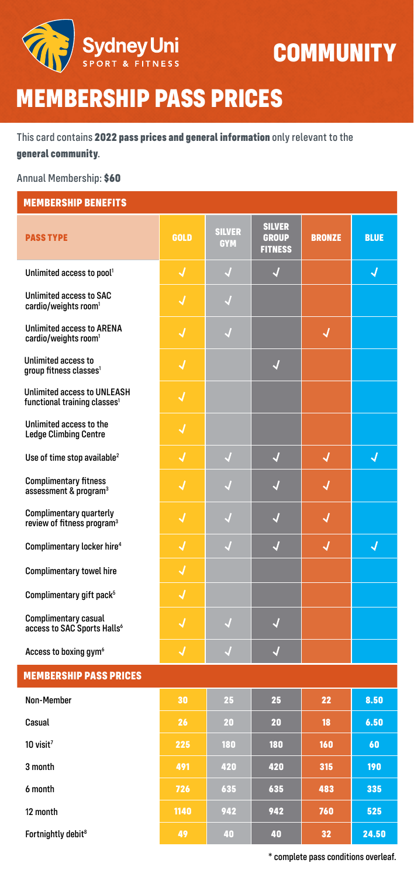Sydney Uni SPORT & FITNESS

# COMMUNITY

# MEMBERSHIP PASS PRICES

This card contains **2022 pass prices and general information** only relevant to the **general community**.

Annual Membership: **$60**

## MEMBERSHIP BENEFITS

| PASS TYPE | GOLD | SILVER GYM | SILVER GROUP FITNESS | BRONZE | BLUE |
|---|---|---|---|---|---|
| Unlimited access to pool[1] | ✓ | ✓ | ✓ | | ✓ |
| Unlimited access to SAC cardio/weights room[1] | ✓ | ✓ | | | |
| Unlimited access to ARENA cardio/weights room[1] | ✓ | ✓ | | ✓ | |
| Unlimited access to group fitness classes[1] | ✓ | | ✓ | | |
| Unlimited access to UNLEASH functional training classes[1] | ✓ | | | | |
| Unlimited access to the Ledge Climbing Centre | ✓ | | | | |
| Use of time stop available[2] | ✓ | ✓ | ✓ | ✓ | ✓ |
| Complimentary fitness assessment & program[3] | ✓ | ✓ | ✓ | ✓ | |
| Complimentary quarterly review of fitness program[3] | ✓ | ✓ | ✓ | ✓ | |
| Complimentary locker hire[4] | ✓ | ✓ | ✓ | ✓ | ✓ |
| Complimentary towel hire | ✓ | | | | |
| Complimentary gift pack[5] | ✓ | | | | |
| Complimentary casual access to SAC Sports Halls[6] | ✓ | ✓ | ✓ | | |
| Access to boxing gym[6] | ✓ | ✓ | ✓ | | |

## MEMBERSHIP PASS PRICES

| PASS TYPE | GOLD | SILVER GYM | SILVER GROUP FITNESS | BRONZE | BLUE |
|---|---|---|---|---|---|
| Non-Member | 30 | 25 | 25 | 22 | 8.50 |
| Casual | 26 | 20 | 20 | 18 | 6.50 |
| 10 visit[7] | 225 | 180 | 180 | 160 | 60 |
| 3 month | 491 | 420 | 420 | 315 | 190 |
| 6 month | 726 | 635 | 635 | 483 | 335 |
| 12 month | 1140 | 942 | 942 | 760 | 525 |
| Fortnightly debit[8] | 49 | 40 | 40 | 32 | 24.50 |

* complete pass conditions overleaf.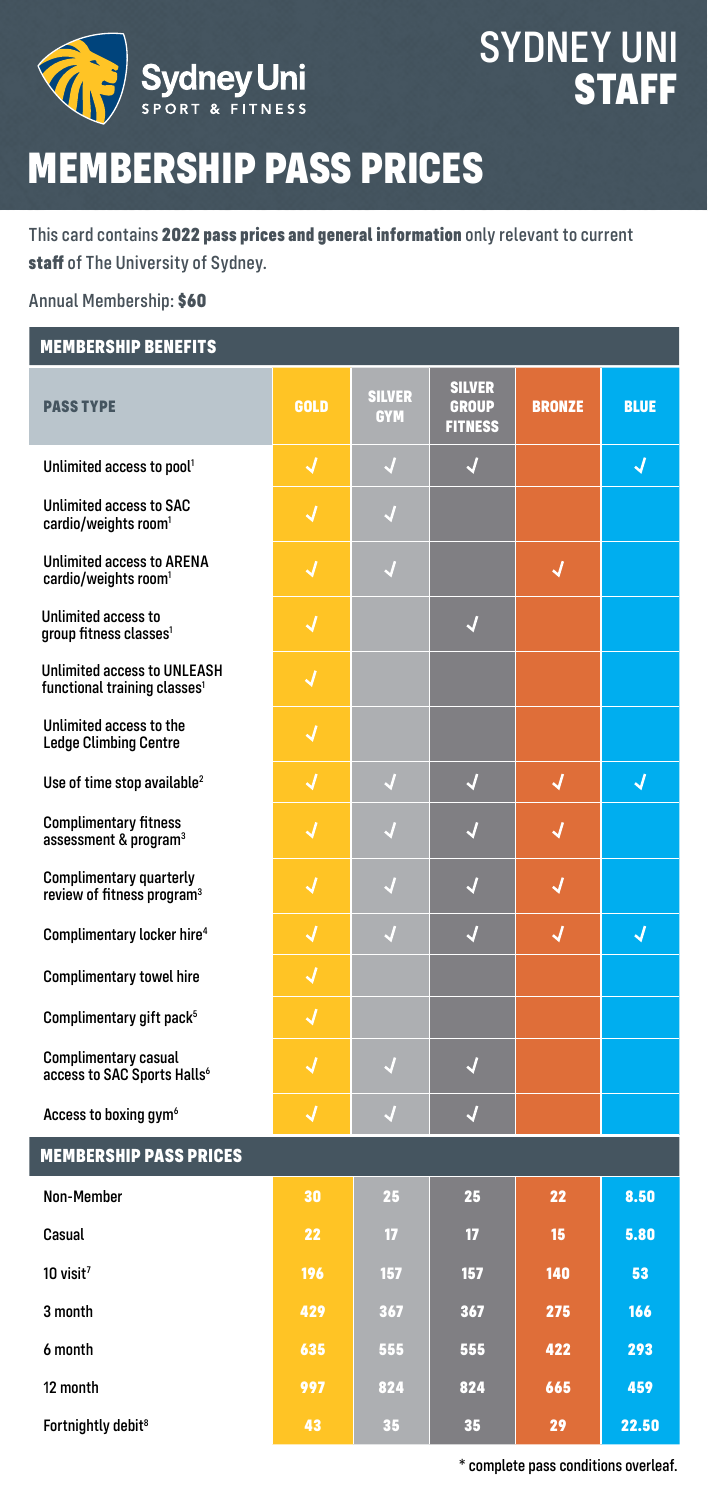# SYDNEY UNI STAFF

# MEMBERSHIP PASS PRICES

This card contains **2022 pass prices and general information** only relevant to current **staff** of The University of Sydney.

Annual Membership: **$60**

## MEMBERSHIP BENEFITS

| PASS TYPE | GOLD | SILVER GYM | SILVER GROUP FITNESS | BRONZE | BLUE |
|---|---|---|---|---|---|
| Unlimited access to pool[1] | ✓ | ✓ | ✓ | | ✓ |
| Unlimited access to SAC cardio/weights room[1] | ✓ | ✓ | | | |
| Unlimited access to ARENA cardio/weights room[1] | ✓ | ✓ | | ✓ | |
| Unlimited access to group fitness classes[1] | ✓ | | ✓ | | |
| Unlimited access to UNLEASH functional training classes[1] | ✓ | | | | |
| Unlimited access to the Ledge Climbing Centre | ✓ | | | | |
| Use of time stop available[2] | ✓ | ✓ | ✓ | ✓ | ✓ |
| Complimentary fitness assessment & program[3] | ✓ | ✓ | ✓ | ✓ | |
| Complimentary quarterly review of fitness program[3] | ✓ | ✓ | ✓ | ✓ | |
| Complimentary locker hire[4] | ✓ | ✓ | ✓ | ✓ | ✓ |
| Complimentary towel hire | ✓ | | | | |
| Complimentary gift pack[5] | ✓ | | | | |
| Complimentary casual access to SAC Sports Halls[6] | ✓ | ✓ | ✓ | | |
| Access to boxing gym[6] | ✓ | ✓ | ✓ | | |

## MEMBERSHIP PASS PRICES

| | GOLD | SILVER GYM | SILVER GROUP FITNESS | BRONZE | BLUE |
|---|---|---|---|---|---|
| Non-Member | 30 | 25 | 25 | 22 | 8.50 |
| Casual | 22 | 17 | 17 | 15 | 5.80 |
| 10 visit[7] | 196 | 157 | 157 | 140 | 53 |
| 3 month | 429 | 367 | 367 | 275 | 166 |
| 6 month | 635 | 555 | 555 | 422 | 293 |
| 12 month | 997 | 824 | 824 | 665 | 459 |
| Fortnightly debit[8] | 43 | 35 | 35 | 29 | 22.50 |

* complete pass conditions overleaf.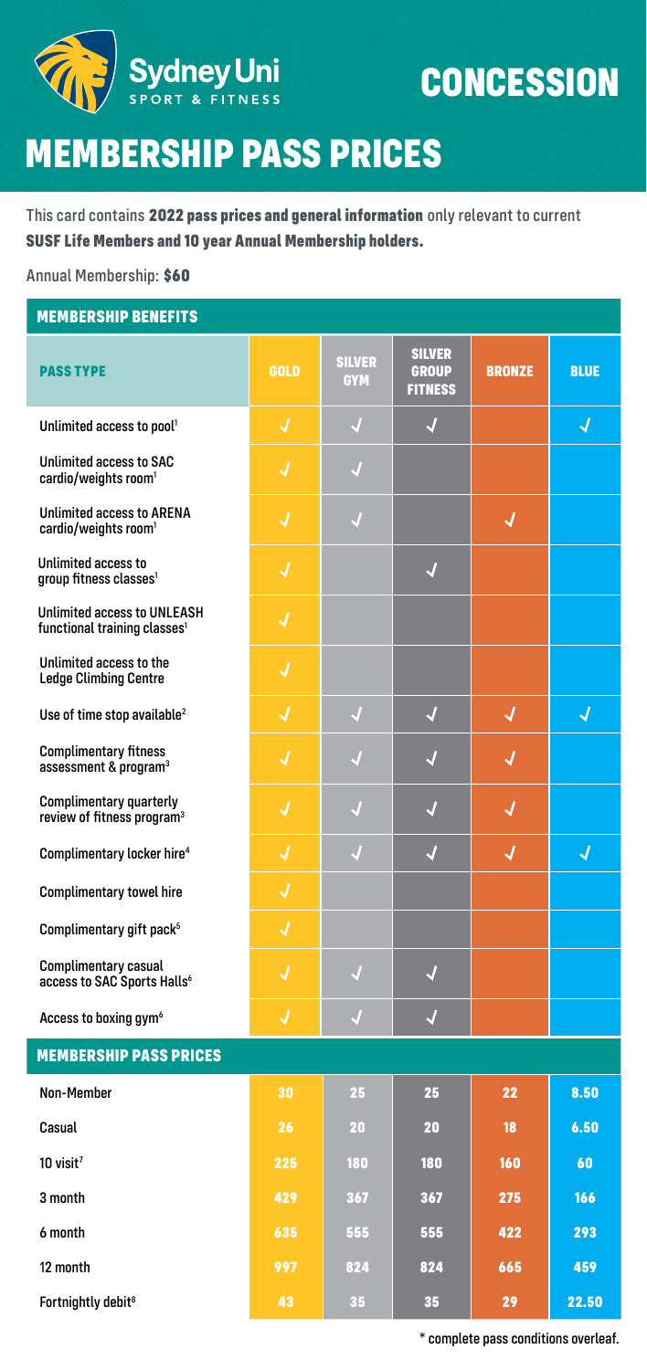# CONCESSION

# MEMBERSHIP PASS PRICES

This card contains **2022 pass prices and general information** only relevant to current **SUSF Life Members and 10 year Annual Membership holders.**

Annual Membership: **$60**

## MEMBERSHIP BENEFITS

| PASS TYPE | GOLD | SILVER GYM | SILVER GROUP FITNESS | BRONZE | BLUE |
|---|---|---|---|---|---|
| Unlimited access to pool[1] | ✓ | ✓ | ✓ | | ✓ |
| Unlimited access to SAC cardio/weights room[1] | ✓ | ✓ | | | |
| Unlimited access to ARENA cardio/weights room[1] | ✓ | ✓ | | ✓ | |
| Unlimited access to group fitness classes[1] | ✓ | | ✓ | | |
| Unlimited access to UNLEASH functional training classes[1] | ✓ | | | | |
| Unlimited access to the Ledge Climbing Centre | ✓ | | | | |
| Use of time stop available[2] | ✓ | ✓ | ✓ | ✓ | ✓ |
| Complimentary fitness assessment & program[3] | ✓ | ✓ | ✓ | ✓ | |
| Complimentary quarterly review of fitness program[3] | ✓ | ✓ | ✓ | ✓ | |
| Complimentary locker hire[4] | ✓ | ✓ | ✓ | ✓ | ✓ |
| Complimentary towel hire | ✓ | | | | |
| Complimentary gift pack[5] | ✓ | | | | |
| Complimentary casual access to SAC Sports Halls[6] | ✓ | ✓ | ✓ | | |
| Access to boxing gym[6] | ✓ | ✓ | ✓ | | |

## MEMBERSHIP PASS PRICES

| PASS TYPE | GOLD | SILVER GYM | SILVER GROUP FITNESS | BRONZE | BLUE |
|---|---|---|---|---|---|
| Non-Member | 30 | 25 | 25 | 22 | 8.50 |
| Casual | 26 | 20 | 20 | 18 | 6.50 |
| 10 visit[7] | 225 | 180 | 180 | 160 | 60 |
| 3 month | 429 | 367 | 367 | 275 | 166 |
| 6 month | 635 | 555 | 555 | 422 | 293 |
| 12 month | 997 | 824 | 824 | 665 | 459 |
| Fortnightly debit[8] | 43 | 35 | 35 | 29 | 22.50 |

\* complete pass conditions overleaf.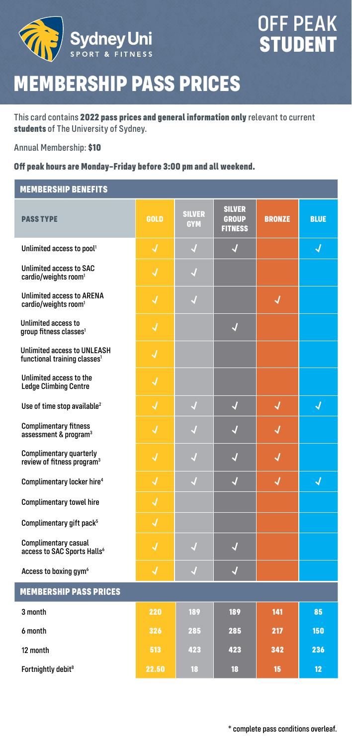# OFF PEAK STUDENT

# MEMBERSHIP PASS PRICES

This card contains **2022 pass prices and general information only** relevant to current **students** of The University of Sydney.

Annual Membership: **$10**

**Off peak hours are Monday–Friday before 3:00 pm and all weekend.**

| MEMBERSHIP BENEFITS | | | | | |
|---|---|---|---|---|---|
| **PASS TYPE** | **GOLD** | **SILVER GYM** | **SILVER GROUP FITNESS** | **BRONZE** | **BLUE** |
| Unlimited access to pool[1] | ✓ | ✓ | ✓ | | ✓ |
| Unlimited access to SAC cardio/weights room[1] | ✓ | ✓ | | | |
| Unlimited access to ARENA cardio/weights room[1] | ✓ | ✓ | | ✓ | |
| Unlimited access to group fitness classes[1] | ✓ | | ✓ | | |
| Unlimited access to UNLEASH functional training classes[1] | ✓ | | | | |
| Unlimited access to the Ledge Climbing Centre | ✓ | | | | |
| Use of time stop available[2] | ✓ | ✓ | ✓ | ✓ | ✓ |
| Complimentary fitness assessment & program[3] | ✓ | ✓ | ✓ | ✓ | |
| Complimentary quarterly review of fitness program[3] | ✓ | ✓ | ✓ | ✓ | |
| Complimentary locker hire[4] | ✓ | ✓ | ✓ | ✓ | ✓ |
| Complimentary towel hire | ✓ | | | | |
| Complimentary gift pack[5] | ✓ | | | | |
| Complimentary casual access to SAC Sports Halls[6] | ✓ | ✓ | ✓ | | |
| Access to boxing gym[6] | ✓ | ✓ | ✓ | | |
| **MEMBERSHIP PASS PRICES** | | | | | |
| 3 month | 220 | 189 | 189 | 141 | 85 |
| 6 month | 326 | 285 | 285 | 217 | 150 |
| 12 month | 513 | 423 | 423 | 342 | 236 |
| Fortnightly debit[8] | 22.50 | 18 | 18 | 15 | 12 |

* complete pass conditions overleaf.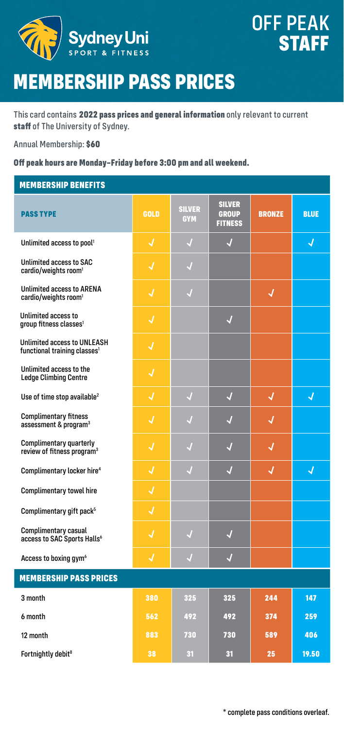# OFF PEAK **STAFF**

# MEMBERSHIP PASS PRICES

This card contains **2022 pass prices and general information** only relevant to current **staff** of The University of Sydney.

Annual Membership: **$60**

**Off peak hours are Monday–Friday before 3:00 pm and all weekend.**

## MEMBERSHIP BENEFITS

| PASS TYPE | GOLD | SILVER GYM | SILVER GROUP FITNESS | BRONZE | BLUE |
|---|---|---|---|---|---|
| Unlimited access to pool[1] | ✓ | ✓ | ✓ | | ✓ |
| Unlimited access to SAC cardio/weights room[1] | ✓ | ✓ | | | |
| Unlimited access to ARENA cardio/weights room[1] | ✓ | ✓ | | ✓ | |
| Unlimited access to group fitness classes[1] | ✓ | | ✓ | | |
| Unlimited access to UNLEASH functional training classes[1] | ✓ | | | | |
| Unlimited access to the Ledge Climbing Centre | ✓ | | | | |
| Use of time stop available[2] | ✓ | ✓ | ✓ | ✓ | ✓ |
| Complimentary fitness assessment & program[3] | ✓ | ✓ | ✓ | ✓ | |
| Complimentary quarterly review of fitness program[3] | ✓ | ✓ | ✓ | ✓ | |
| Complimentary locker hire[4] | ✓ | ✓ | ✓ | ✓ | ✓ |
| Complimentary towel hire | ✓ | | | | |
| Complimentary gift pack[5] | ✓ | | | | |
| Complimentary casual access to SAC Sports Halls[6] | ✓ | ✓ | ✓ | | |
| Access to boxing gym[6] | ✓ | ✓ | ✓ | | |

## MEMBERSHIP PASS PRICES

| | GOLD | SILVER GYM | SILVER GROUP FITNESS | BRONZE | BLUE |
|---|---|---|---|---|---|
| 3 month | 380 | 325 | 325 | 244 | 147 |
| 6 month | 562 | 492 | 492 | 374 | 259 |
| 12 month | 883 | 730 | 730 | 589 | 406 |
| Fortnightly debit[8] | 38 | 31 | 31 | 25 | 19.50 |

\* complete pass conditions overleaf.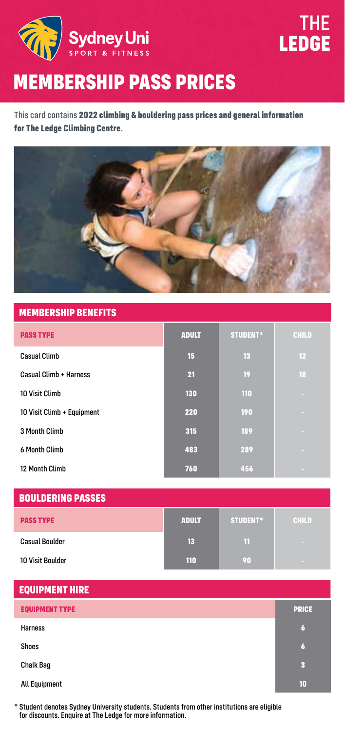Sydney Uni SPORT & FITNESS

THE LEDGE

# MEMBERSHIP PASS PRICES

This card contains **2022 climbing & bouldering pass prices and general information for The Ledge Climbing Centre**.

## MEMBERSHIP BENEFITS

| PASS TYPE | ADULT | STUDENT* | CHILD |
|---|---|---|---|
| Casual Climb | 15 | 13 | 12 |
| Casual Climb + Harness | 21 | 19 | 18 |
| 10 Visit Climb | 130 | 110 | - |
| 10 Visit Climb + Equipment | 220 | 190 | - |
| 3 Month Climb | 315 | 189 | - |
| 6 Month Climb | 483 | 289 | - |
| 12 Month Climb | 760 | 456 | - |

## BOULDERING PASSES

| PASS TYPE | ADULT | STUDENT* | CHILD |
|---|---|---|---|
| Casual Boulder | 13 | 11 | - |
| 10 Visit Boulder | 110 | 90 | - |

## EQUIPMENT HIRE

| EQUIPMENT TYPE | PRICE |
|---|---|
| Harness | 6 |
| Shoes | 6 |
| Chalk Bag | 3 |
| All Equipment | 10 |

\* Student denotes Sydney University students. Students from other institutions are eligible for discounts. Enquire at The Ledge for more information.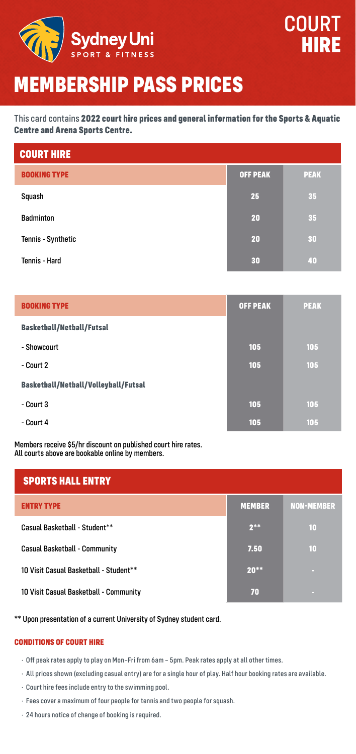Sydney Uni SPORT & FITNESS

# COURT HIRE

# MEMBERSHIP PASS PRICES

This card contains **2022 court hire prices and general information for the Sports & Aquatic Centre and Arena Sports Centre.**

## COURT HIRE

| BOOKING TYPE | OFF PEAK | PEAK |
|---|---|---|
| Squash | 25 | 35 |
| Badminton | 20 | 35 |
| Tennis - Synthetic | 20 | 30 |
| Tennis - Hard | 30 | 40 |

| BOOKING TYPE | OFF PEAK | PEAK |
|---|---|---|
| **Basketball/Netball/Futsal** | | |
| - Showcourt | 105 | 105 |
| - Court 2 | 105 | 105 |
| **Basketball/Netball/Volleyball/Futsal** | | |
| - Court 3 | 105 | 105 |
| - Court 4 | 105 | 105 |

Members receive $5/hr discount on published court hire rates.
All courts above are bookable online by members.

## SPORTS HALL ENTRY

| ENTRY TYPE | MEMBER | NON-MEMBER |
|---|---|---|
| Casual Basketball - Student** | 2** | 10 |
| Casual Basketball - Community | 7.50 | 10 |
| 10 Visit Casual Basketball - Student** | 20** | - |
| 10 Visit Casual Basketball - Community | 70 | - |

** Upon presentation of a current University of Sydney student card.

### CONDITIONS OF COURT HIRE

- Off peak rates apply to play on Mon–Fri from 6am – 5pm. Peak rates apply at all other times.
- All prices shown (excluding casual entry) are for a single hour of play. Half hour booking rates are available.
- Court hire fees include entry to the swimming pool.
- Fees cover a maximum of four people for tennis and two people for squash.
- 24 hours notice of change of booking is required.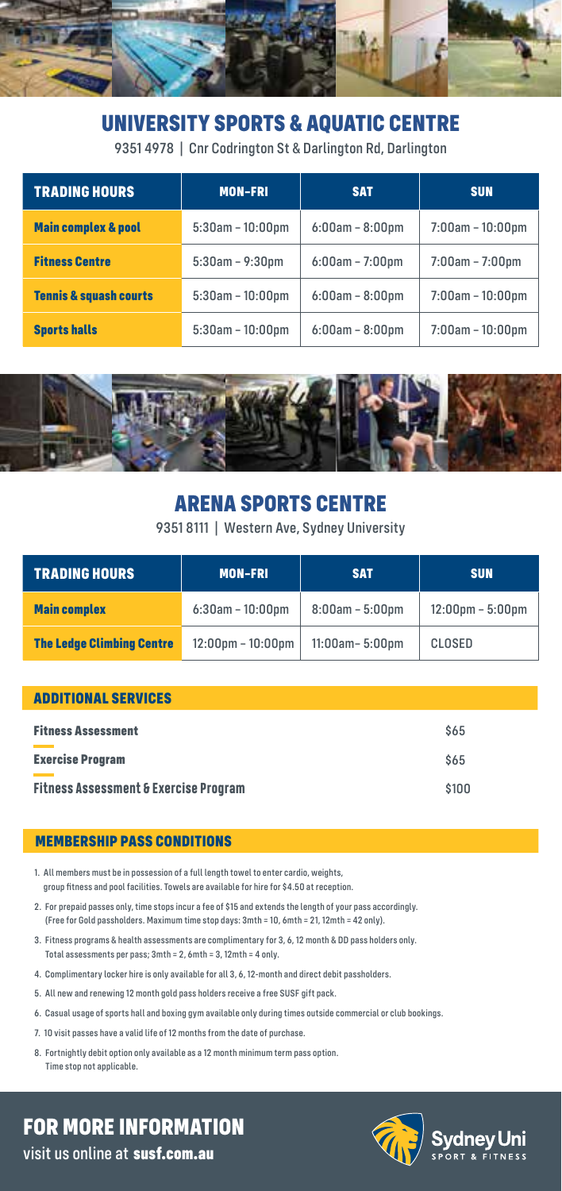# UNIVERSITY SPORTS & AQUATIC CENTRE

9351 4978 | Cnr Codrington St & Darlington Rd, Darlington

| TRADING HOURS | MON-FRI | SAT | SUN |
|---|---|---|---|
| **Main complex & pool** | 5:30am – 10:00pm | 6:00am – 8:00pm | 7:00am – 10:00pm |
| **Fitness Centre** | 5:30am – 9:30pm | 6:00am – 7:00pm | 7:00am – 7:00pm |
| **Tennis & squash courts** | 5:30am – 10:00pm | 6:00am – 8:00pm | 7:00am – 10:00pm |
| **Sports halls** | 5:30am – 10:00pm | 6:00am – 8:00pm | 7:00am – 10:00pm |

# ARENA SPORTS CENTRE

9351 8111 | Western Ave, Sydney University

| TRADING HOURS | MON-FRI | SAT | SUN |
|---|---|---|---|
| **Main complex** | 6:30am – 10:00pm | 8:00am – 5:00pm | 12:00pm – 5:00pm |
| **The Ledge Climbing Centre** | 12:00pm – 10:00pm | 11:00am– 5:00pm | CLOSED |

## ADDITIONAL SERVICES

| | |
|---|---|
| **Fitness Assessment** | $65 |
| **Exercise Program** | $65 |
| **Fitness Assessment & Exercise Program** | $100 |

## MEMBERSHIP PASS CONDITIONS

1. All members must be in possession of a full length towel to enter cardio, weights, group fitness and pool facilities. Towels are available for hire for $4.50 at reception.
2. For prepaid passes only, time stops incur a fee of $15 and extends the length of your pass accordingly. (Free for Gold passholders. Maximum time stop days: 3mth = 10, 6mth = 21, 12mth = 42 only).
3. Fitness programs & health assessments are complimentary for 3, 6, 12 month & DD pass holders only. Total assessments per pass; 3mth = 2, 6mth = 3, 12mth = 4 only.
4. Complimentary locker hire is only available for all 3, 6, 12-month and direct debit passholders.
5. All new and renewing 12 month gold pass holders receive a free SUSF gift pack.
6. Casual usage of sports hall and boxing gym available only during times outside commercial or club bookings.
7. 10 visit passes have a valid life of 12 months from the date of purchase.
8. Fortnightly debit option only available as a 12 month minimum term pass option. Time stop not applicable.

# FOR MORE INFORMATION

visit us online at **susf.com.au**

Sydney Uni SPORT & FITNESS